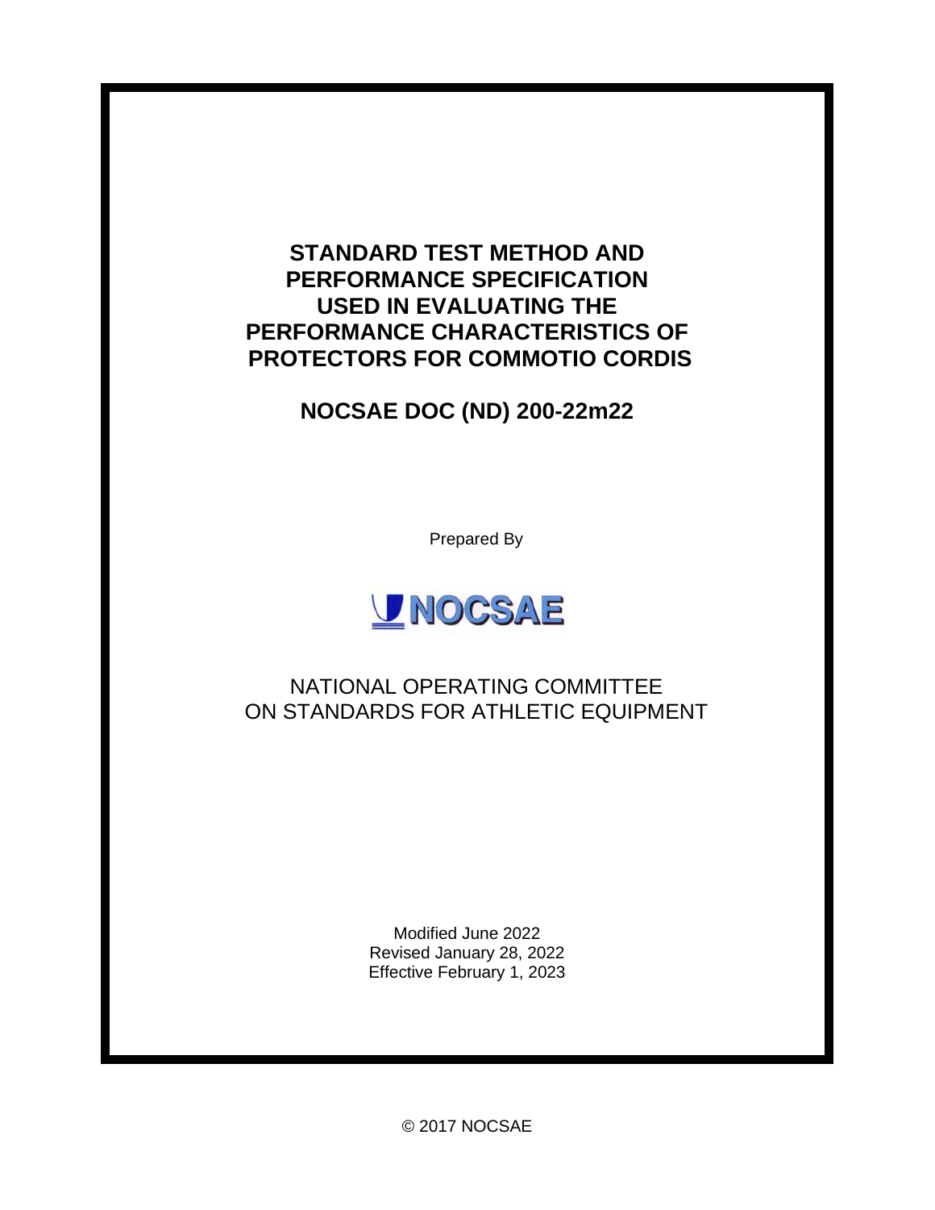# STANDARD TEST METHOD AND PERFORMANCE SPECIFICATION USED IN EVALUATING THE PERFORMANCE CHARACTERISTICS OF PROTECTORS FOR COMMOTIO CORDIS

## NOCSAE DOC (ND) 200-22m22

Prepared By

NOCSAE

NATIONAL OPERATING COMMITTEE
ON STANDARDS FOR ATHLETIC EQUIPMENT

Modified June 2022
Revised January 28, 2022
Effective February 1, 2023

© 2017 NOCSAE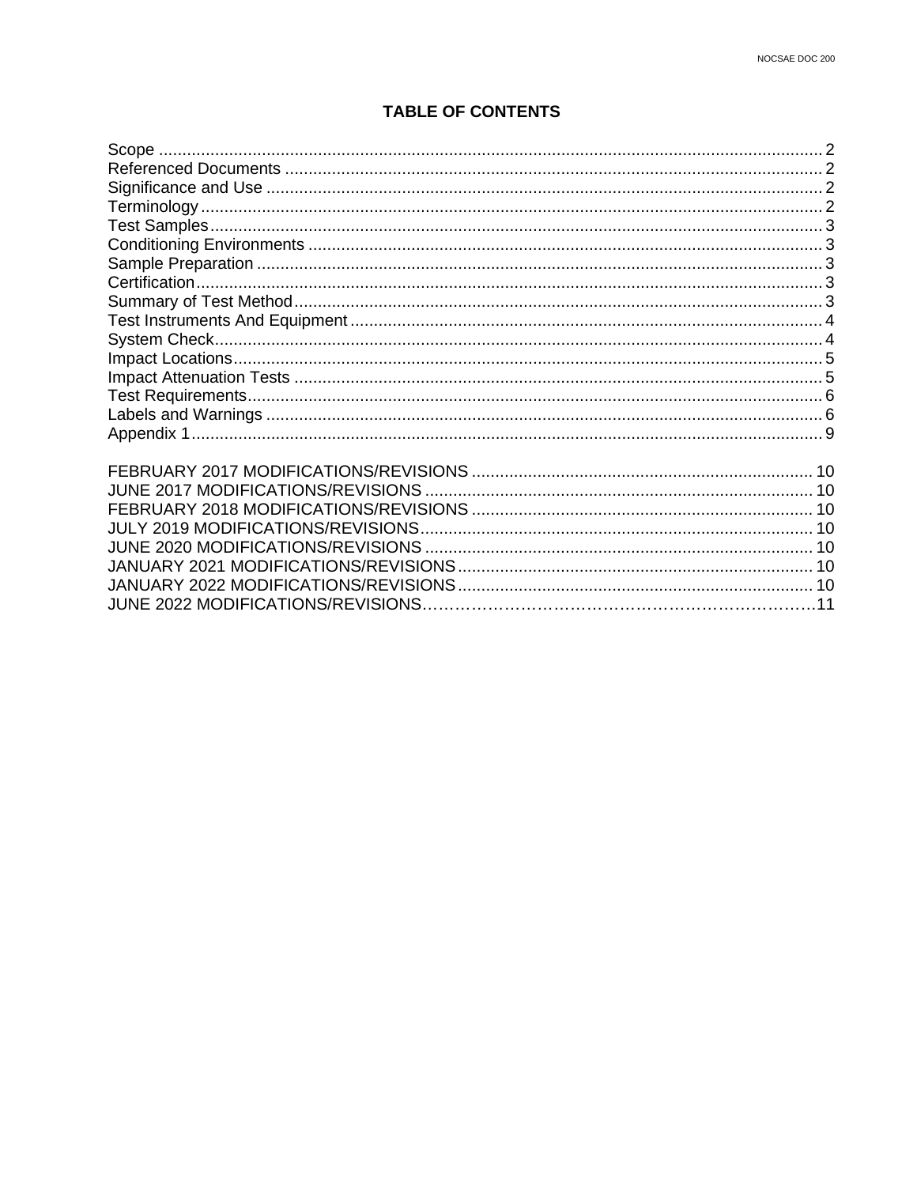# TABLE OF CONTENTS

Scope ........................................................................................................................................ 2
Referenced Documents ........................................................................................................... 2
Significance and Use ............................................................................................................... 2
Terminology ............................................................................................................................. 2
Test Samples ............................................................................................................................ 3
Conditioning Environments ...................................................................................................... 3
Sample Preparation ................................................................................................................. 3
Certification .............................................................................................................................. 3
Summary of Test Method ......................................................................................................... 3
Test Instruments And Equipment ............................................................................................. 4
System Check ........................................................................................................................... 4
Impact Locations ....................................................................................................................... 5
Impact Attenuation Tests .......................................................................................................... 5
Test Requirements .................................................................................................................... 6
Labels and Warnings ................................................................................................................ 6
Appendix 1 ............................................................................................................................... 9

FEBRUARY 2017 MODIFICATIONS/REVISIONS ........................................................................ 10
JUNE 2017 MODIFICATIONS/REVISIONS .................................................................................. 10
FEBRUARY 2018 MODIFICATIONS/REVISIONS ........................................................................ 10
JULY 2019 MODIFICATIONS/REVISIONS ................................................................................... 10
JUNE 2020 MODIFICATIONS/REVISIONS .................................................................................. 10
JANUARY 2021 MODIFICATIONS/REVISIONS ........................................................................... 10
JANUARY 2022 MODIFICATIONS/REVISIONS ........................................................................... 10
JUNE 2022 MODIFICATIONS/REVISIONS……………………………………………………………….11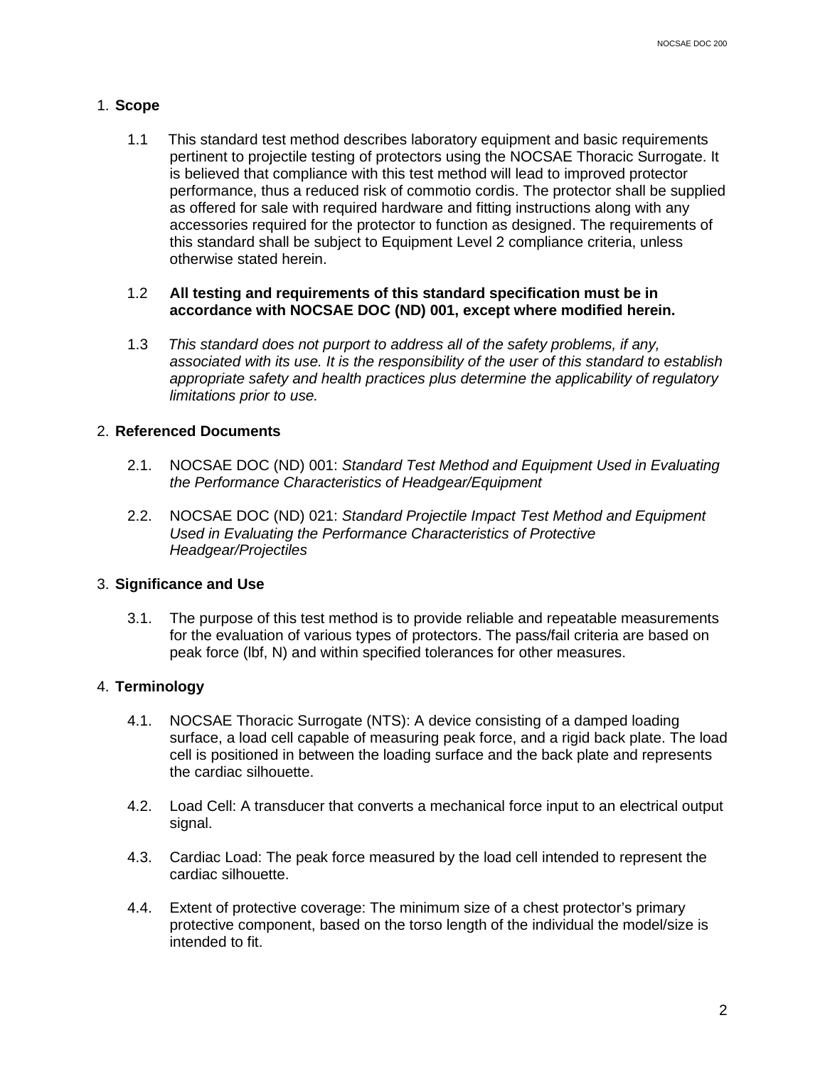## 1. **Scope**

1.1 This standard test method describes laboratory equipment and basic requirements pertinent to projectile testing of protectors using the NOCSAE Thoracic Surrogate. It is believed that compliance with this test method will lead to improved protector performance, thus a reduced risk of commotio cordis. The protector shall be supplied as offered for sale with required hardware and fitting instructions along with any accessories required for the protector to function as designed. The requirements of this standard shall be subject to Equipment Level 2 compliance criteria, unless otherwise stated herein.

1.2 **All testing and requirements of this standard specification must be in accordance with NOCSAE DOC (ND) 001, except where modified herein.**

1.3 *This standard does not purport to address all of the safety problems, if any, associated with its use. It is the responsibility of the user of this standard to establish appropriate safety and health practices plus determine the applicability of regulatory limitations prior to use.*

## 2. **Referenced Documents**

2.1. NOCSAE DOC (ND) 001: *Standard Test Method and Equipment Used in Evaluating the Performance Characteristics of Headgear/Equipment*

2.2. NOCSAE DOC (ND) 021: *Standard Projectile Impact Test Method and Equipment Used in Evaluating the Performance Characteristics of Protective Headgear/Projectiles*

## 3. **Significance and Use**

3.1. The purpose of this test method is to provide reliable and repeatable measurements for the evaluation of various types of protectors. The pass/fail criteria are based on peak force (lbf, N) and within specified tolerances for other measures.

## 4. **Terminology**

4.1. NOCSAE Thoracic Surrogate (NTS): A device consisting of a damped loading surface, a load cell capable of measuring peak force, and a rigid back plate. The load cell is positioned in between the loading surface and the back plate and represents the cardiac silhouette.

4.2. Load Cell: A transducer that converts a mechanical force input to an electrical output signal.

4.3. Cardiac Load: The peak force measured by the load cell intended to represent the cardiac silhouette.

4.4. Extent of protective coverage: The minimum size of a chest protector's primary protective component, based on the torso length of the individual the model/size is intended to fit.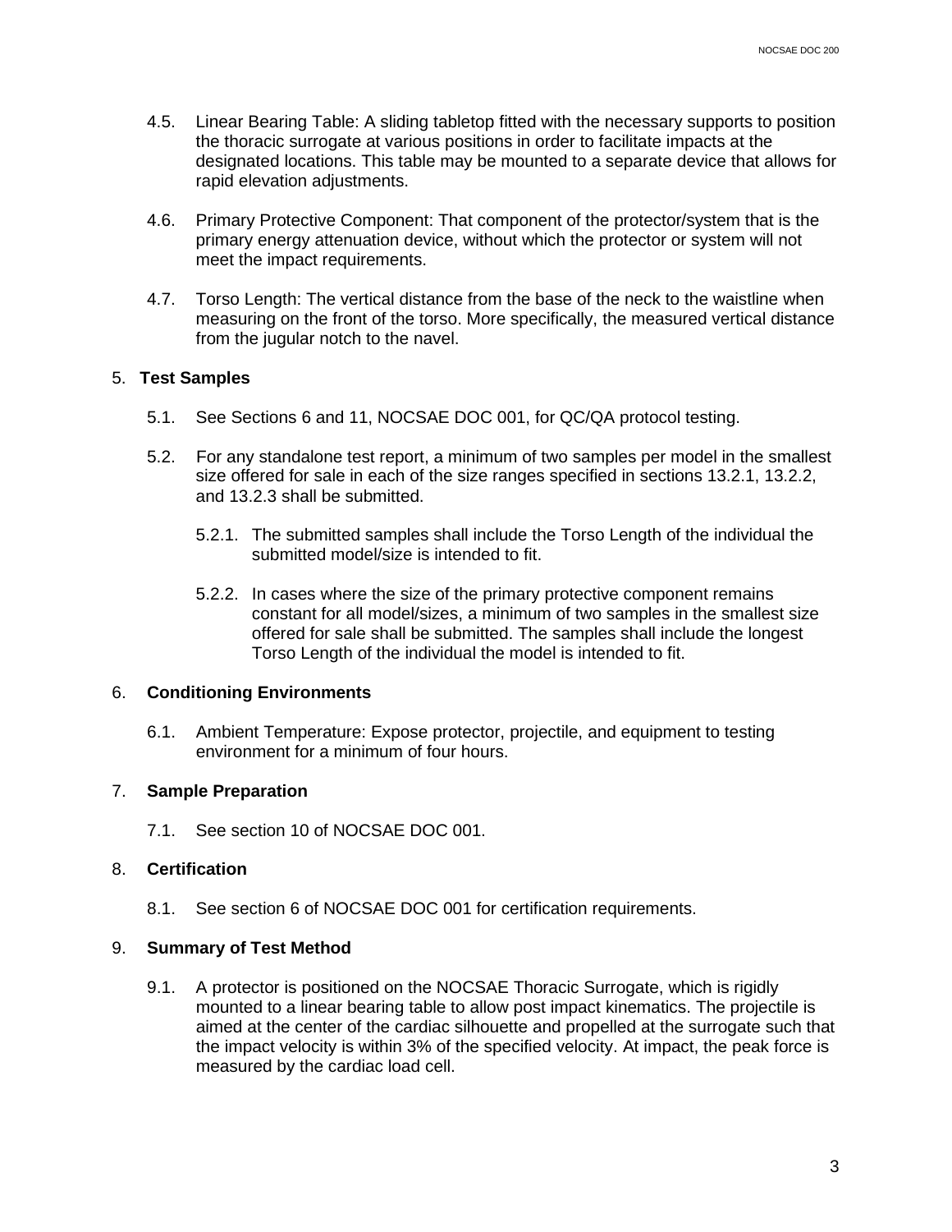4.5. Linear Bearing Table: A sliding tabletop fitted with the necessary supports to position the thoracic surrogate at various positions in order to facilitate impacts at the designated locations. This table may be mounted to a separate device that allows for rapid elevation adjustments.

4.6. Primary Protective Component: That component of the protector/system that is the primary energy attenuation device, without which the protector or system will not meet the impact requirements.

4.7. Torso Length: The vertical distance from the base of the neck to the waistline when measuring on the front of the torso. More specifically, the measured vertical distance from the jugular notch to the navel.

## 5. Test Samples

5.1. See Sections 6 and 11, NOCSAE DOC 001, for QC/QA protocol testing.

5.2. For any standalone test report, a minimum of two samples per model in the smallest size offered for sale in each of the size ranges specified in sections 13.2.1, 13.2.2, and 13.2.3 shall be submitted.

5.2.1. The submitted samples shall include the Torso Length of the individual the submitted model/size is intended to fit.

5.2.2. In cases where the size of the primary protective component remains constant for all model/sizes, a minimum of two samples in the smallest size offered for sale shall be submitted. The samples shall include the longest Torso Length of the individual the model is intended to fit.

## 6. Conditioning Environments

6.1. Ambient Temperature: Expose protector, projectile, and equipment to testing environment for a minimum of four hours.

## 7. Sample Preparation

7.1. See section 10 of NOCSAE DOC 001.

## 8. Certification

8.1. See section 6 of NOCSAE DOC 001 for certification requirements.

## 9. Summary of Test Method

9.1. A protector is positioned on the NOCSAE Thoracic Surrogate, which is rigidly mounted to a linear bearing table to allow post impact kinematics. The projectile is aimed at the center of the cardiac silhouette and propelled at the surrogate such that the impact velocity is within 3% of the specified velocity. At impact, the peak force is measured by the cardiac load cell.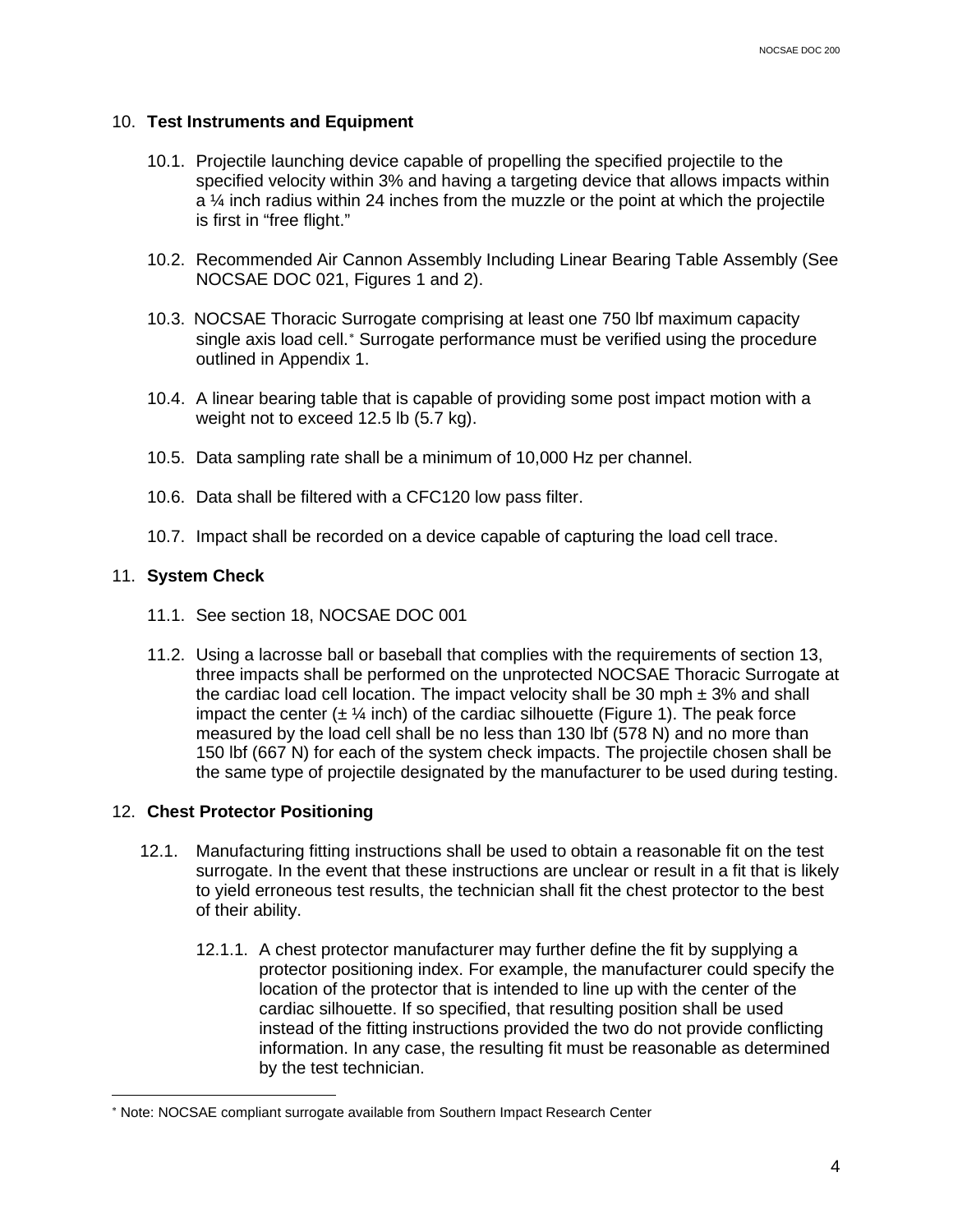## 10. **Test Instruments and Equipment**

10.1. Projectile launching device capable of propelling the specified projectile to the specified velocity within 3% and having a targeting device that allows impacts within a ¼ inch radius within 24 inches from the muzzle or the point at which the projectile is first in "free flight."

10.2. Recommended Air Cannon Assembly Including Linear Bearing Table Assembly (See NOCSAE DOC 021, Figures 1 and 2).

10.3. NOCSAE Thoracic Surrogate comprising at least one 750 lbf maximum capacity single axis load cell.* Surrogate performance must be verified using the procedure outlined in Appendix 1.

10.4. A linear bearing table that is capable of providing some post impact motion with a weight not to exceed 12.5 lb (5.7 kg).

10.5. Data sampling rate shall be a minimum of 10,000 Hz per channel.

10.6. Data shall be filtered with a CFC120 low pass filter.

10.7. Impact shall be recorded on a device capable of capturing the load cell trace.

## 11. **System Check**

11.1. See section 18, NOCSAE DOC 001

11.2. Using a lacrosse ball or baseball that complies with the requirements of section 13, three impacts shall be performed on the unprotected NOCSAE Thoracic Surrogate at the cardiac load cell location. The impact velocity shall be 30 mph ± 3% and shall impact the center (± ¼ inch) of the cardiac silhouette (Figure 1). The peak force measured by the load cell shall be no less than 130 lbf (578 N) and no more than 150 lbf (667 N) for each of the system check impacts. The projectile chosen shall be the same type of projectile designated by the manufacturer to be used during testing.

## 12. **Chest Protector Positioning**

12.1. Manufacturing fitting instructions shall be used to obtain a reasonable fit on the test surrogate. In the event that these instructions are unclear or result in a fit that is likely to yield erroneous test results, the technician shall fit the chest protector to the best of their ability.

12.1.1. A chest protector manufacturer may further define the fit by supplying a protector positioning index. For example, the manufacturer could specify the location of the protector that is intended to line up with the center of the cardiac silhouette. If so specified, that resulting position shall be used instead of the fitting instructions provided the two do not provide conflicting information. In any case, the resulting fit must be reasonable as determined by the test technician.

---

* Note: NOCSAE compliant surrogate available from Southern Impact Research Center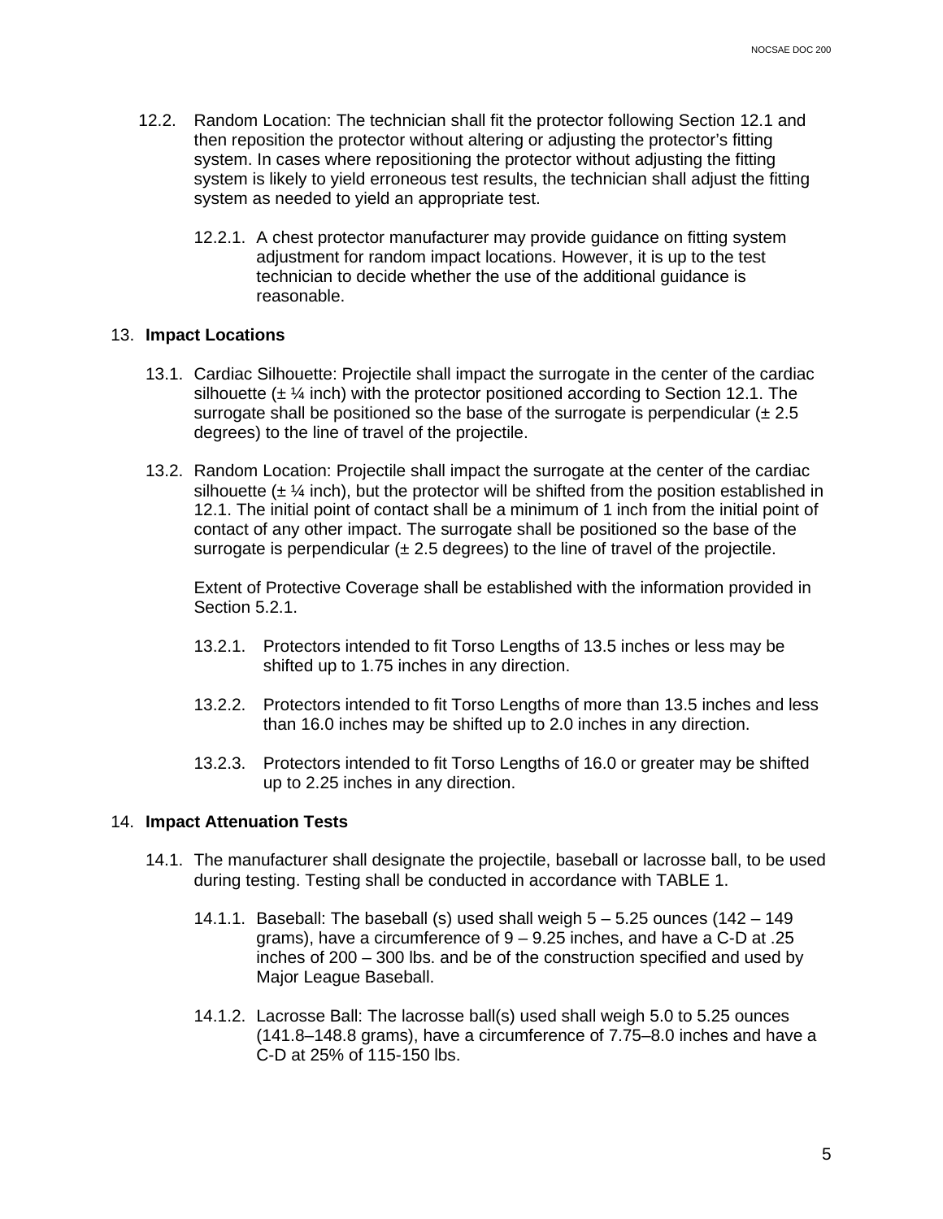12.2. Random Location: The technician shall fit the protector following Section 12.1 and then reposition the protector without altering or adjusting the protector's fitting system. In cases where repositioning the protector without adjusting the fitting system is likely to yield erroneous test results, the technician shall adjust the fitting system as needed to yield an appropriate test.

12.2.1. A chest protector manufacturer may provide guidance on fitting system adjustment for random impact locations. However, it is up to the test technician to decide whether the use of the additional guidance is reasonable.

## 13. **Impact Locations**

13.1. Cardiac Silhouette: Projectile shall impact the surrogate in the center of the cardiac silhouette (± ¼ inch) with the protector positioned according to Section 12.1. The surrogate shall be positioned so the base of the surrogate is perpendicular (± 2.5 degrees) to the line of travel of the projectile.

13.2. Random Location: Projectile shall impact the surrogate at the center of the cardiac silhouette (± ¼ inch), but the protector will be shifted from the position established in 12.1. The initial point of contact shall be a minimum of 1 inch from the initial point of contact of any other impact. The surrogate shall be positioned so the base of the surrogate is perpendicular (± 2.5 degrees) to the line of travel of the projectile.

Extent of Protective Coverage shall be established with the information provided in Section 5.2.1.

13.2.1. Protectors intended to fit Torso Lengths of 13.5 inches or less may be shifted up to 1.75 inches in any direction.

13.2.2. Protectors intended to fit Torso Lengths of more than 13.5 inches and less than 16.0 inches may be shifted up to 2.0 inches in any direction.

13.2.3. Protectors intended to fit Torso Lengths of 16.0 or greater may be shifted up to 2.25 inches in any direction.

## 14. **Impact Attenuation Tests**

14.1. The manufacturer shall designate the projectile, baseball or lacrosse ball, to be used during testing. Testing shall be conducted in accordance with TABLE 1.

14.1.1. Baseball: The baseball (s) used shall weigh 5 – 5.25 ounces (142 – 149 grams), have a circumference of 9 – 9.25 inches, and have a C-D at .25 inches of 200 – 300 lbs. and be of the construction specified and used by Major League Baseball.

14.1.2. Lacrosse Ball: The lacrosse ball(s) used shall weigh 5.0 to 5.25 ounces (141.8–148.8 grams), have a circumference of 7.75–8.0 inches and have a C-D at 25% of 115-150 lbs.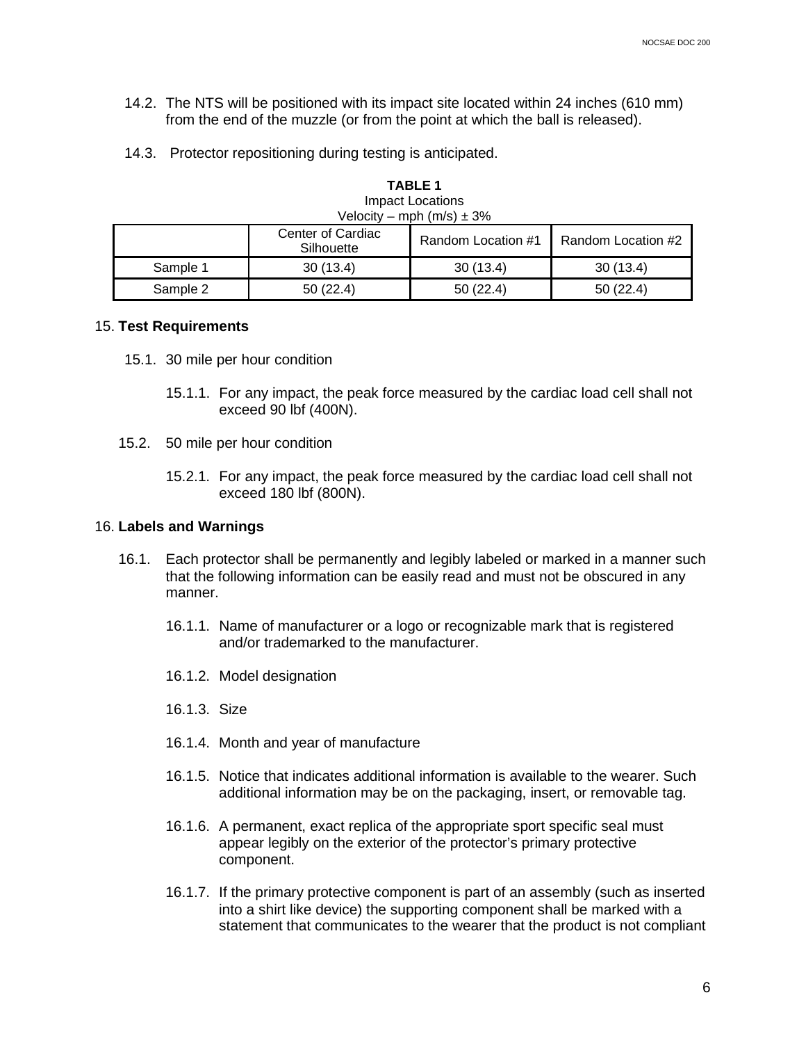14.2. The NTS will be positioned with its impact site located within 24 inches (610 mm) from the end of the muzzle (or from the point at which the ball is released).

14.3. Protector repositioning during testing is anticipated.

**TABLE 1**
Impact Locations
Velocity – mph (m/s) ± 3%

| | Center of Cardiac Silhouette | Random Location #1 | Random Location #2 |
|---|---|---|---|
| Sample 1 | 30 (13.4) | 30 (13.4) | 30 (13.4) |
| Sample 2 | 50 (22.4) | 50 (22.4) | 50 (22.4) |

## 15. Test Requirements

15.1. 30 mile per hour condition

15.1.1. For any impact, the peak force measured by the cardiac load cell shall not exceed 90 lbf (400N).

15.2. 50 mile per hour condition

15.2.1. For any impact, the peak force measured by the cardiac load cell shall not exceed 180 lbf (800N).

## 16. Labels and Warnings

16.1. Each protector shall be permanently and legibly labeled or marked in a manner such that the following information can be easily read and must not be obscured in any manner.

16.1.1. Name of manufacturer or a logo or recognizable mark that is registered and/or trademarked to the manufacturer.

16.1.2. Model designation

16.1.3. Size

16.1.4. Month and year of manufacture

16.1.5. Notice that indicates additional information is available to the wearer. Such additional information may be on the packaging, insert, or removable tag.

16.1.6. A permanent, exact replica of the appropriate sport specific seal must appear legibly on the exterior of the protector's primary protective component.

16.1.7. If the primary protective component is part of an assembly (such as inserted into a shirt like device) the supporting component shall be marked with a statement that communicates to the wearer that the product is not compliant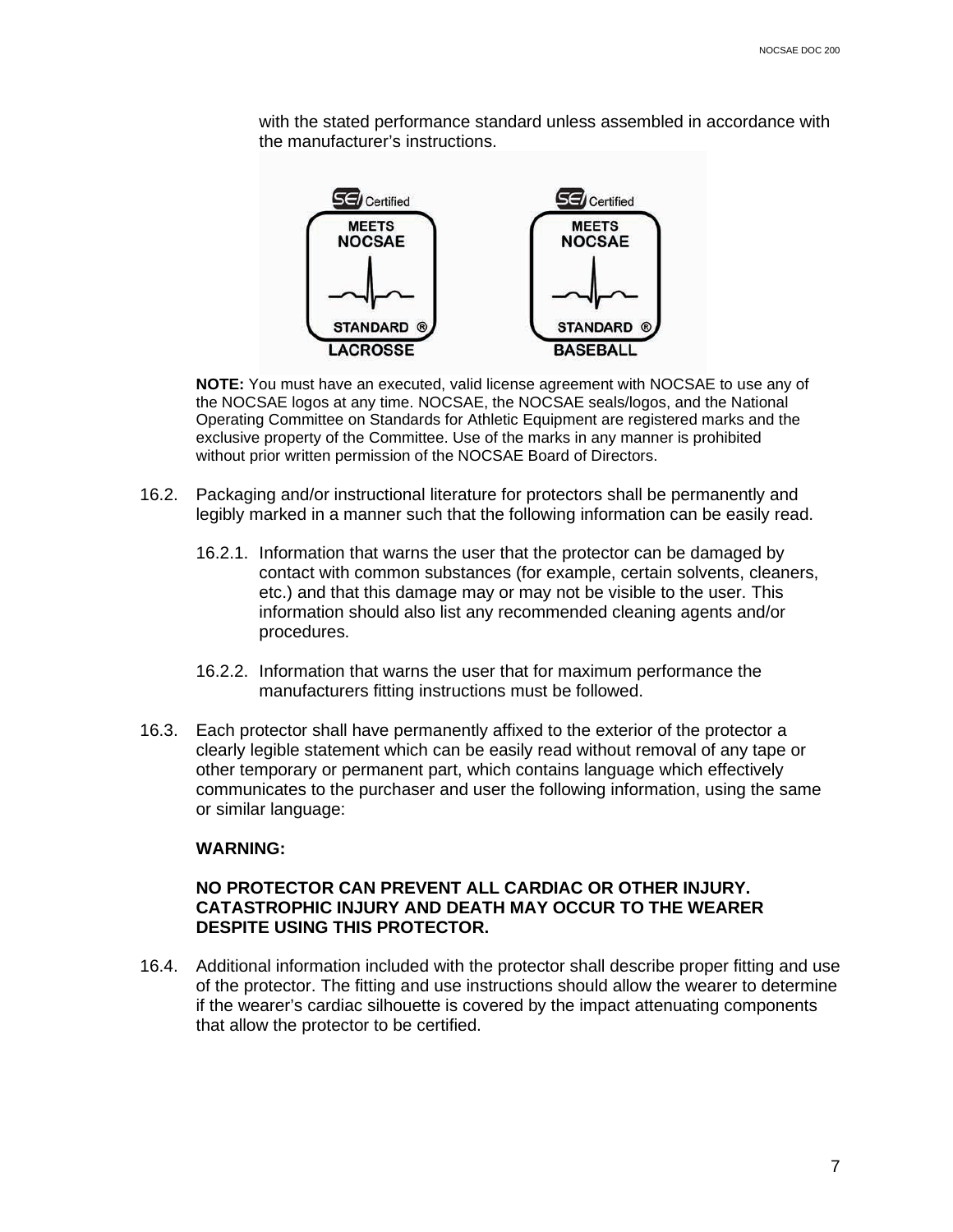with the stated performance standard unless assembled in accordance with the manufacturer's instructions.

**NOTE:** You must have an executed, valid license agreement with NOCSAE to use any of the NOCSAE logos at any time. NOCSAE, the NOCSAE seals/logos, and the National Operating Committee on Standards for Athletic Equipment are registered marks and the exclusive property of the Committee. Use of the marks in any manner is prohibited without prior written permission of the NOCSAE Board of Directors.

16.2. Packaging and/or instructional literature for protectors shall be permanently and legibly marked in a manner such that the following information can be easily read.

16.2.1. Information that warns the user that the protector can be damaged by contact with common substances (for example, certain solvents, cleaners, etc.) and that this damage may or may not be visible to the user. This information should also list any recommended cleaning agents and/or procedures.

16.2.2. Information that warns the user that for maximum performance the manufacturers fitting instructions must be followed.

16.3. Each protector shall have permanently affixed to the exterior of the protector a clearly legible statement which can be easily read without removal of any tape or other temporary or permanent part, which contains language which effectively communicates to the purchaser and user the following information, using the same or similar language:

**WARNING:**

**NO PROTECTOR CAN PREVENT ALL CARDIAC OR OTHER INJURY. CATASTROPHIC INJURY AND DEATH MAY OCCUR TO THE WEARER DESPITE USING THIS PROTECTOR.**

16.4. Additional information included with the protector shall describe proper fitting and use of the protector. The fitting and use instructions should allow the wearer to determine if the wearer's cardiac silhouette is covered by the impact attenuating components that allow the protector to be certified.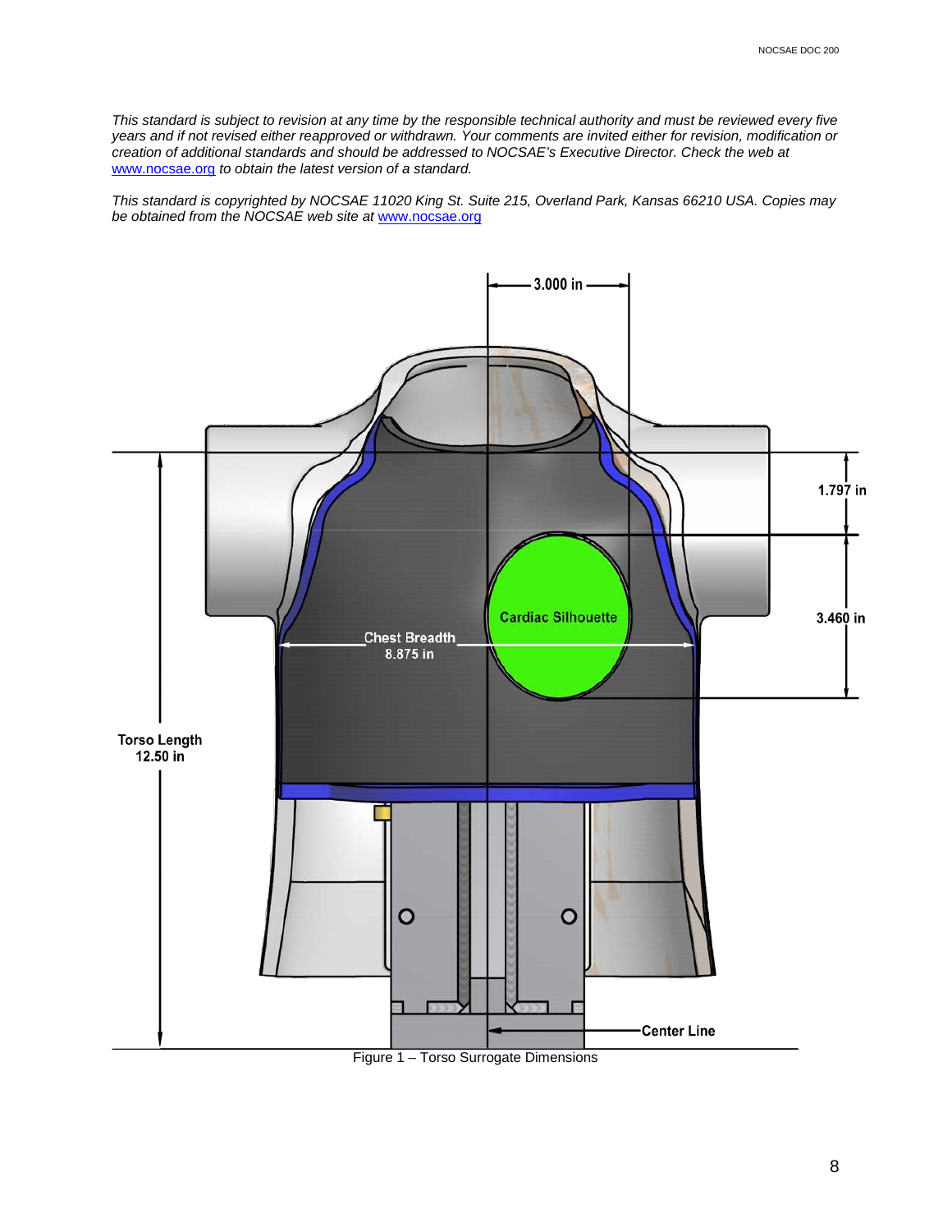*This standard is subject to revision at any time by the responsible technical authority and must be reviewed every five years and if not revised either reapproved or withdrawn. Your comments are invited either for revision, modification or creation of additional standards and should be addressed to NOCSAE's Executive Director. Check the web at www.nocsae.org to obtain the latest version of a standard.*

*This standard is copyrighted by NOCSAE 11020 King St. Suite 215, Overland Park, Kansas 66210 USA. Copies may be obtained from the NOCSAE web site at www.nocsae.org*

Figure 1 – Torso Surrogate Dimensions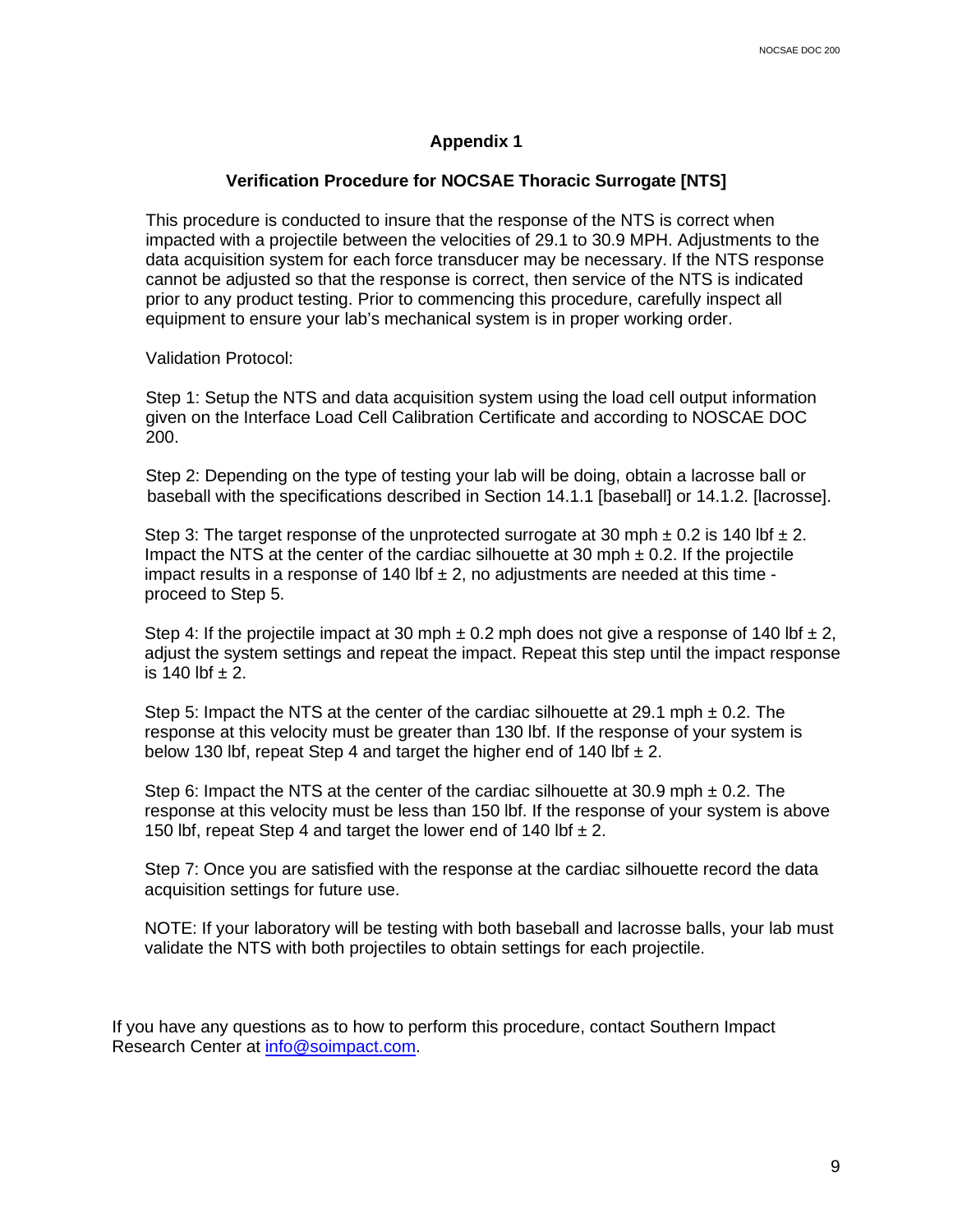# Appendix 1

## Verification Procedure for NOCSAE Thoracic Surrogate [NTS]

This procedure is conducted to insure that the response of the NTS is correct when impacted with a projectile between the velocities of 29.1 to 30.9 MPH. Adjustments to the data acquisition system for each force transducer may be necessary. If the NTS response cannot be adjusted so that the response is correct, then service of the NTS is indicated prior to any product testing. Prior to commencing this procedure, carefully inspect all equipment to ensure your lab's mechanical system is in proper working order.

Validation Protocol:

Step 1: Setup the NTS and data acquisition system using the load cell output information given on the Interface Load Cell Calibration Certificate and according to NOSCAE DOC 200.

Step 2: Depending on the type of testing your lab will be doing, obtain a lacrosse ball or baseball with the specifications described in Section 14.1.1 [baseball] or 14.1.2. [lacrosse].

Step 3: The target response of the unprotected surrogate at 30 mph ± 0.2 is 140 lbf ± 2. Impact the NTS at the center of the cardiac silhouette at 30 mph ± 0.2. If the projectile impact results in a response of 140 lbf ± 2, no adjustments are needed at this time - proceed to Step 5.

Step 4: If the projectile impact at 30 mph ± 0.2 mph does not give a response of 140 lbf ± 2, adjust the system settings and repeat the impact. Repeat this step until the impact response is 140 lbf ± 2.

Step 5: Impact the NTS at the center of the cardiac silhouette at 29.1 mph ± 0.2. The response at this velocity must be greater than 130 lbf. If the response of your system is below 130 lbf, repeat Step 4 and target the higher end of 140 lbf ± 2.

Step 6: Impact the NTS at the center of the cardiac silhouette at 30.9 mph ± 0.2. The response at this velocity must be less than 150 lbf. If the response of your system is above 150 lbf, repeat Step 4 and target the lower end of 140 lbf ± 2.

Step 7: Once you are satisfied with the response at the cardiac silhouette record the data acquisition settings for future use.

NOTE: If your laboratory will be testing with both baseball and lacrosse balls, your lab must validate the NTS with both projectiles to obtain settings for each projectile.

If you have any questions as to how to perform this procedure, contact Southern Impact Research Center at info@soimpact.com.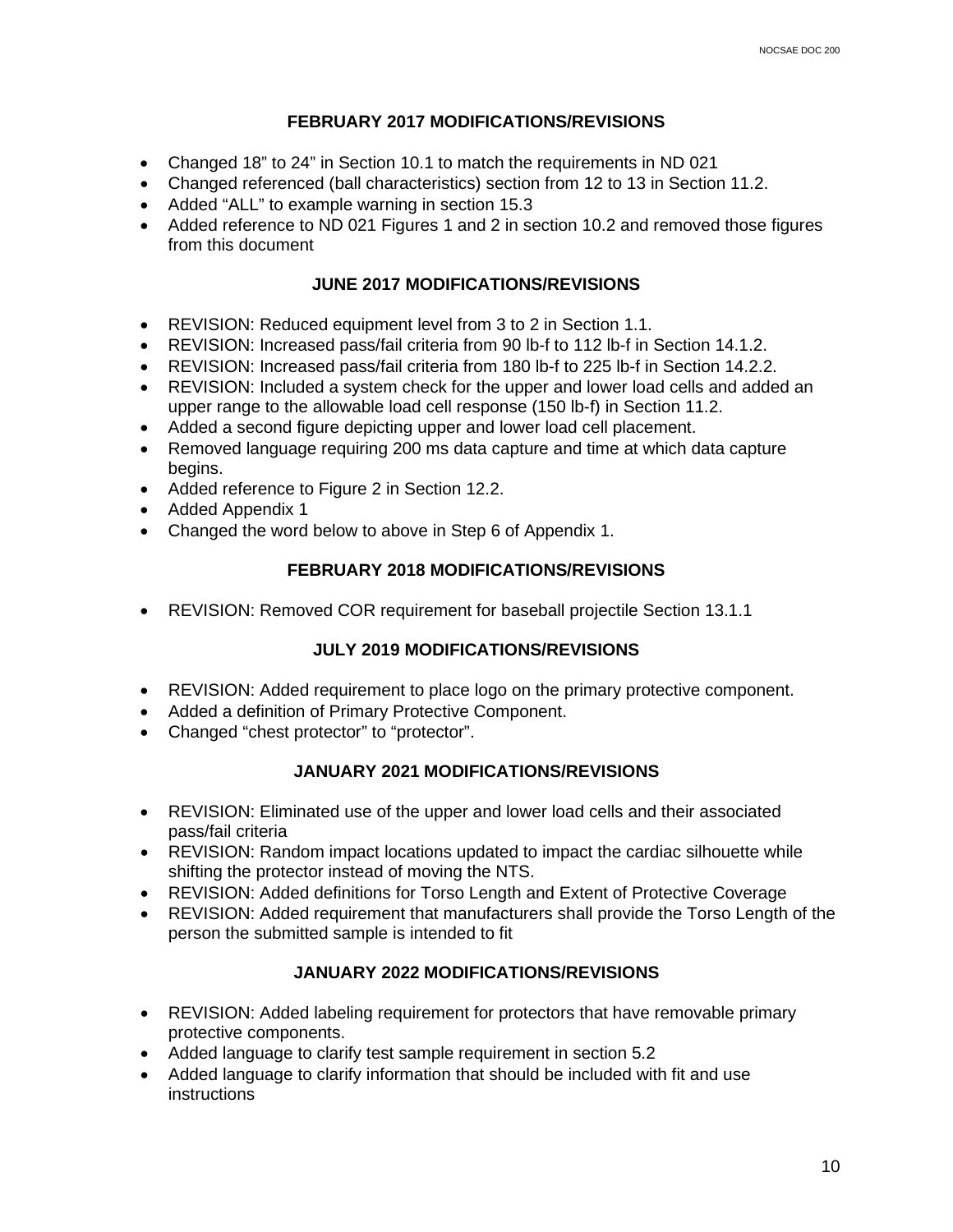### FEBRUARY 2017 MODIFICATIONS/REVISIONS

- Changed 18” to 24” in Section 10.1 to match the requirements in ND 021
- Changed referenced (ball characteristics) section from 12 to 13 in Section 11.2.
- Added “ALL” to example warning in section 15.3
- Added reference to ND 021 Figures 1 and 2 in section 10.2 and removed those figures from this document

### JUNE 2017 MODIFICATIONS/REVISIONS

- REVISION: Reduced equipment level from 3 to 2 in Section 1.1.
- REVISION: Increased pass/fail criteria from 90 lb-f to 112 lb-f in Section 14.1.2.
- REVISION: Increased pass/fail criteria from 180 lb-f to 225 lb-f in Section 14.2.2.
- REVISION: Included a system check for the upper and lower load cells and added an upper range to the allowable load cell response (150 lb-f) in Section 11.2.
- Added a second figure depicting upper and lower load cell placement.
- Removed language requiring 200 ms data capture and time at which data capture begins.
- Added reference to Figure 2 in Section 12.2.
- Added Appendix 1
- Changed the word below to above in Step 6 of Appendix 1.

### FEBRUARY 2018 MODIFICATIONS/REVISIONS

- REVISION: Removed COR requirement for baseball projectile Section 13.1.1

### JULY 2019 MODIFICATIONS/REVISIONS

- REVISION: Added requirement to place logo on the primary protective component.
- Added a definition of Primary Protective Component.
- Changed “chest protector” to “protector”.

### JANUARY 2021 MODIFICATIONS/REVISIONS

- REVISION: Eliminated use of the upper and lower load cells and their associated pass/fail criteria
- REVISION: Random impact locations updated to impact the cardiac silhouette while shifting the protector instead of moving the NTS.
- REVISION: Added definitions for Torso Length and Extent of Protective Coverage
- REVISION: Added requirement that manufacturers shall provide the Torso Length of the person the submitted sample is intended to fit

### JANUARY 2022 MODIFICATIONS/REVISIONS

- REVISION: Added labeling requirement for protectors that have removable primary protective components.
- Added language to clarify test sample requirement in section 5.2
- Added language to clarify information that should be included with fit and use instructions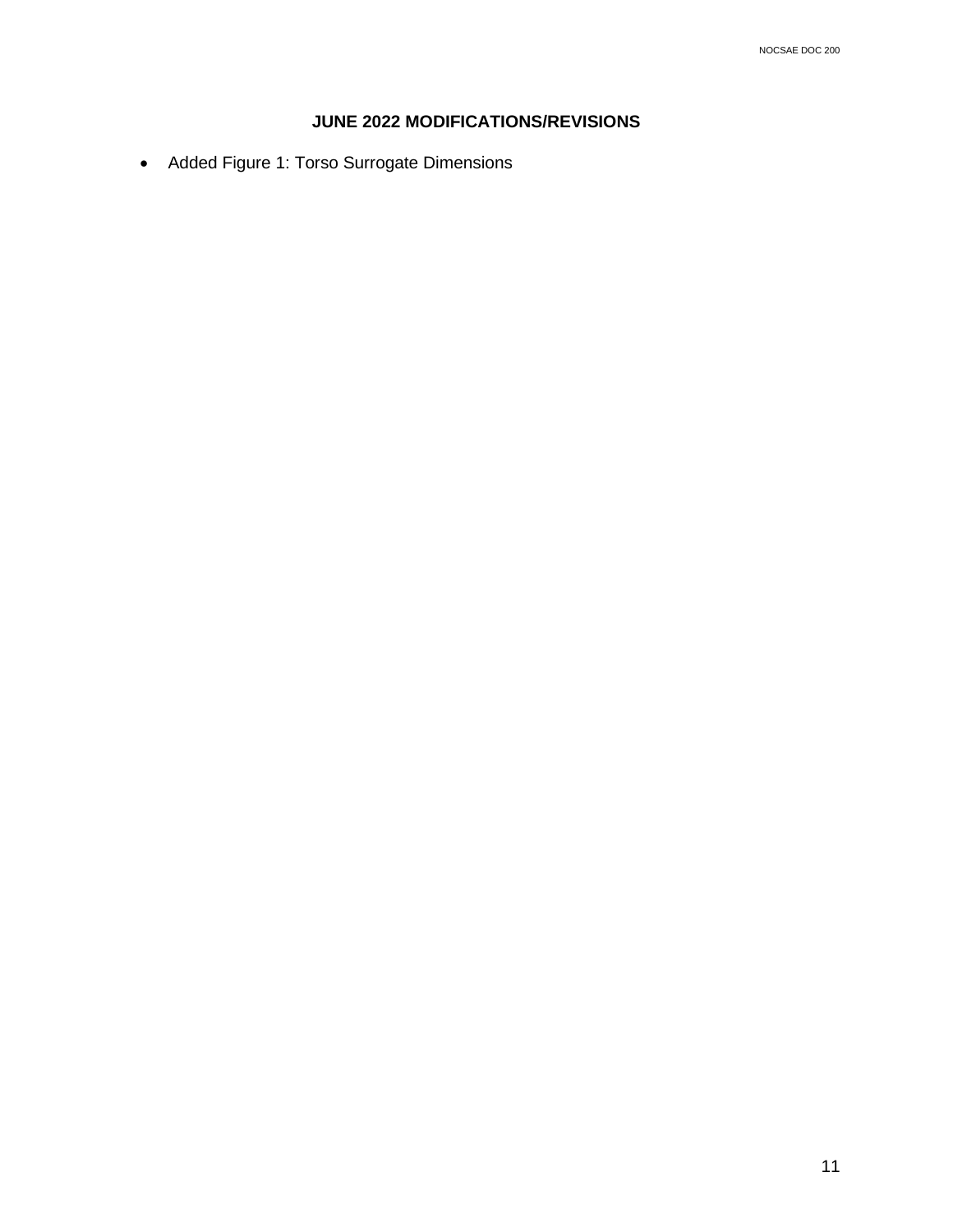## JUNE 2022 MODIFICATIONS/REVISIONS

- Added Figure 1: Torso Surrogate Dimensions